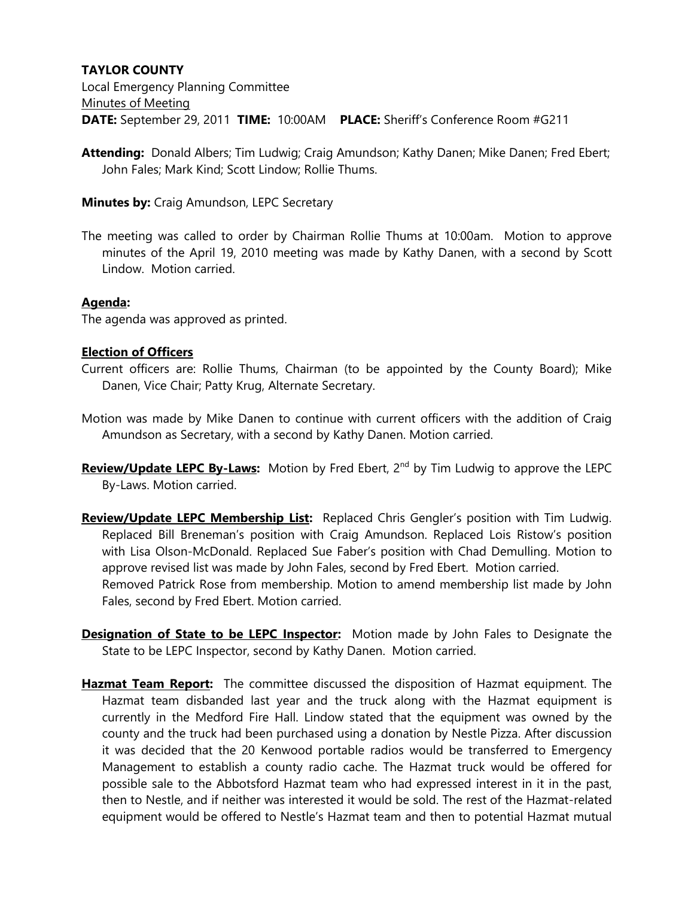**TAYLOR COUNTY**

Local Emergency Planning Committee

Minutes of Meeting

**DATE:** September 29, 2011 **TIME:** 10:00AM **PLACE:** Sheriff's Conference Room #G211

**Attending:** Donald Albers; Tim Ludwig; Craig Amundson; Kathy Danen; Mike Danen; Fred Ebert; John Fales; Mark Kind; Scott Lindow; Rollie Thums.

**Minutes by:** Craig Amundson, LEPC Secretary

The meeting was called to order by Chairman Rollie Thums at 10:00am. Motion to approve minutes of the April 19, 2010 meeting was made by Kathy Danen, with a second by Scott Lindow. Motion carried.

**Agenda:**

The agenda was approved as printed.

**Election of Officers**

Current officers are: Rollie Thums, Chairman (to be appointed by the County Board); Mike Danen, Vice Chair; Patty Krug, Alternate Secretary.

Motion was made by Mike Danen to continue with current officers with the addition of Craig Amundson as Secretary, with a second by Kathy Danen. Motion carried.

**Review/Update LEPC By-Laws:** Motion by Fred Ebert, 2nd by Tim Ludwig to approve the LEPC By-Laws. Motion carried.

**Review/Update LEPC Membership List:** Replaced Chris Gengler's position with Tim Ludwig. Replaced Bill Breneman's position with Craig Amundson. Replaced Lois Ristow's position with Lisa Olson-McDonald. Replaced Sue Faber's position with Chad Demulling. Motion to approve revised list was made by John Fales, second by Fred Ebert. Motion carried.

Removed Patrick Rose from membership. Motion to amend membership list made by John Fales, second by Fred Ebert. Motion carried.

**Designation of State to be LEPC Inspector:** Motion made by John Fales to Designate the State to be LEPC Inspector, second by Kathy Danen. Motion carried.

**Hazmat Team Report:** The committee discussed the disposition of Hazmat equipment. The Hazmat team disbanded last year and the truck along with the Hazmat equipment is currently in the Medford Fire Hall. Lindow stated that the equipment was owned by the county and the truck had been purchased using a donation by Nestle Pizza. After discussion it was decided that the 20 Kenwood portable radios would be transferred to Emergency Management to establish a county radio cache. The Hazmat truck would be offered for possible sale to the Abbotsford Hazmat team who had expressed interest in it in the past, then to Nestle, and if neither was interested it would be sold. The rest of the Hazmat-related equipment would be offered to Nestle's Hazmat team and then to potential Hazmat mutual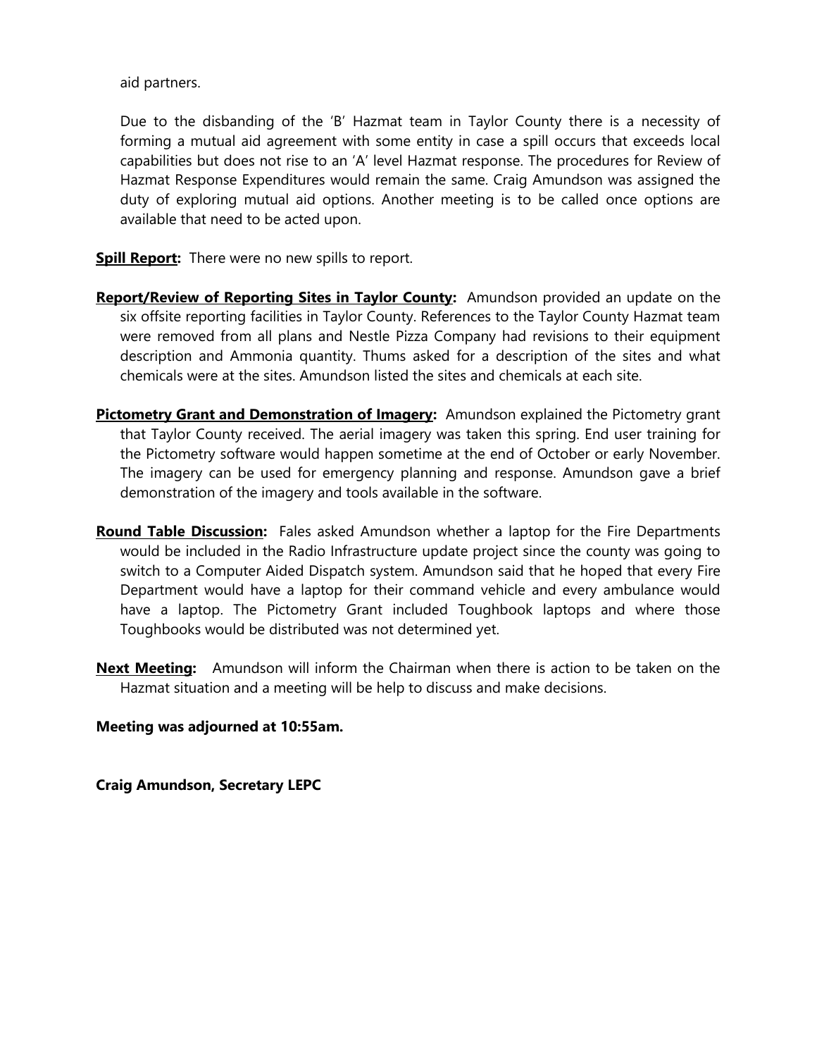aid partners.

Due to the disbanding of the 'B' Hazmat team in Taylor County there is a necessity of forming a mutual aid agreement with some entity in case a spill occurs that exceeds local capabilities but does not rise to an 'A' level Hazmat response. The procedures for Review of Hazmat Response Expenditures would remain the same. Craig Amundson was assigned the duty of exploring mutual aid options. Another meeting is to be called once options are available that need to be acted upon.

**Spill Report:** There were no new spills to report.

**Report/Review of Reporting Sites in Taylor County:** Amundson provided an update on the six offsite reporting facilities in Taylor County. References to the Taylor County Hazmat team were removed from all plans and Nestle Pizza Company had revisions to their equipment description and Ammonia quantity. Thums asked for a description of the sites and what chemicals were at the sites. Amundson listed the sites and chemicals at each site.

**Pictometry Grant and Demonstration of Imagery:** Amundson explained the Pictometry grant that Taylor County received. The aerial imagery was taken this spring. End user training for the Pictometry software would happen sometime at the end of October or early November. The imagery can be used for emergency planning and response. Amundson gave a brief demonstration of the imagery and tools available in the software.

**Round Table Discussion:** Fales asked Amundson whether a laptop for the Fire Departments would be included in the Radio Infrastructure update project since the county was going to switch to a Computer Aided Dispatch system. Amundson said that he hoped that every Fire Department would have a laptop for their command vehicle and every ambulance would have a laptop. The Pictometry Grant included Toughbook laptops and where those Toughbooks would be distributed was not determined yet.

**Next Meeting:** Amundson will inform the Chairman when there is action to be taken on the Hazmat situation and a meeting will be help to discuss and make decisions.

**Meeting was adjourned at 10:55am.**

**Craig Amundson, Secretary LEPC**